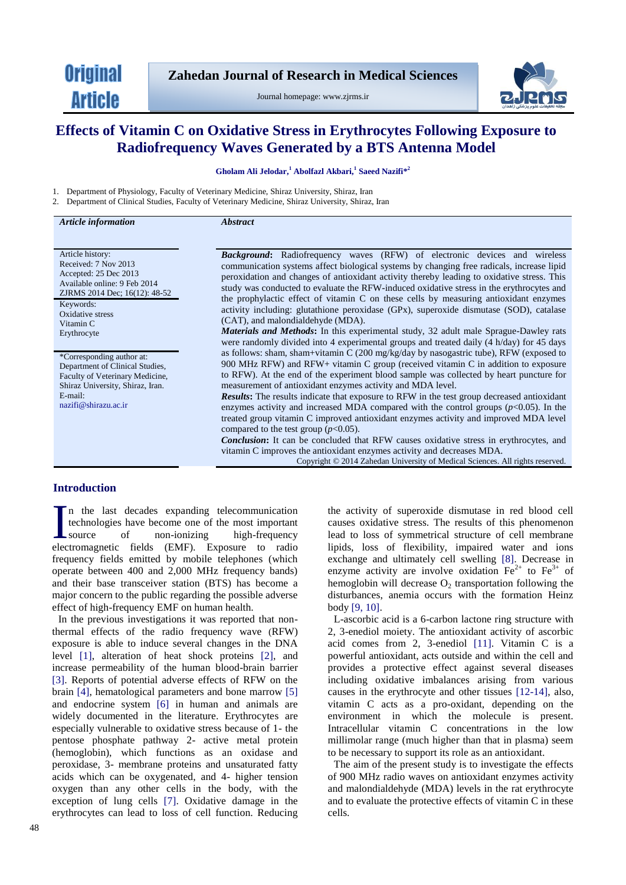Original Article

# Effects of Vitamin C on Oxidative Stress in Erythrocytes Following Exposure to Radiofrequency Waves Generated by a BTS Antenna Model

**Gholam Ali Jelodar,[1] Abolfazl Akbari,[1] Saeed Nazifi*[2]**

1. Department of Physiology, Faculty of Veterinary Medicine, Shiraz University, Shiraz, Iran
2. Department of Clinical Studies, Faculty of Veterinary Medicine, Shiraz University, Shiraz, Iran

***Article information***

Article history:
Received: 7 Nov 2013
Accepted: 25 Dec 2013
Available online: 9 Feb 2014
ZJRMS 2014 Dec; 16(12): 48-52

Keywords:
Oxidative stress
Vitamin C
Erythrocyte

*Corresponding author at:
Department of Clinical Studies, Faculty of Veterinary Medicine, Shiraz University, Shiraz, Iran.
E-mail:
nazifi@shirazu.ac.ir

***Abstract***

***Background*:** Radiofrequency waves (RFW) of electronic devices and wireless communication systems affect biological systems by changing free radicals, increase lipid peroxidation and changes of antioxidant activity thereby leading to oxidative stress. This study was conducted to evaluate the RFW-induced oxidative stress in the erythrocytes and the prophylactic effect of vitamin C on these cells by measuring antioxidant enzymes activity including: glutathione peroxidase (GPx), superoxide dismutase (SOD), catalase (CAT), and malondialdehyde (MDA).

***Materials and Methods*:** In this experimental study, 32 adult male Sprague-Dawley rats were randomly divided into 4 experimental groups and treated daily (4 h/day) for 45 days as follows: sham, sham+vitamin C (200 mg/kg/day by nasogastric tube), RFW (exposed to 900 MHz RFW) and RFW+ vitamin C group (received vitamin C in addition to exposure to RFW). At the end of the experiment blood sample was collected by heart puncture for measurement of antioxidant enzymes activity and MDA level.

***Results*:** The results indicate that exposure to RFW in the test group decreased antioxidant enzymes activity and increased MDA compared with the control groups ($p<0.05$). In the treated group vitamin C improved antioxidant enzymes activity and improved MDA level compared to the test group ($p<0.05$).

***Conclusion*:** It can be concluded that RFW causes oxidative stress in erythrocytes, and vitamin C improves the antioxidant enzymes activity and decreases MDA.

Copyright © 2014 Zahedan University of Medical Sciences. All rights reserved.

## Introduction

In the last decades expanding telecommunication technologies have become one of the most important source of non-ionizing high-frequency electromagnetic fields (EMF). Exposure to radio frequency fields emitted by mobile telephones (which operate between 400 and 2,000 MHz frequency bands) and their base transceiver station (BTS) has become a major concern to the public regarding the possible adverse effect of high-frequency EMF on human health.

In the previous investigations it was reported that non-thermal effects of the radio frequency wave (RFW) exposure is able to induce several changes in the DNA level [1], alteration of heat shock proteins [2], and increase permeability of the human blood-brain barrier [3]. Reports of potential adverse effects of RFW on the brain [4], hematological parameters and bone marrow [5] and endocrine system [6] in human and animals are widely documented in the literature. Erythrocytes are especially vulnerable to oxidative stress because of 1- the pentose phosphate pathway 2- active metal protein (hemoglobin), which functions as an oxidase and peroxidase, 3- membrane proteins and unsaturated fatty acids which can be oxygenated, and 4- higher tension oxygen than any other cells in the body, with the exception of lung cells [7]. Oxidative damage in the erythrocytes can lead to loss of cell function. Reducing the activity of superoxide dismutase in red blood cell causes oxidative stress. The results of this phenomenon lead to loss of symmetrical structure of cell membrane lipids, loss of flexibility, impaired water and ions exchange and ultimately cell swelling [8]. Decrease in enzyme activity are involve oxidation $Fe^{2+}$ to $Fe^{3+}$ of hemoglobin will decrease $O_2$ transportation following the disturbances, anemia occurs with the formation Heinz body [9, 10].

L-ascorbic acid is a 6-carbon lactone ring structure with 2, 3-enediol moiety. The antioxidant activity of ascorbic acid comes from 2, 3-enediol [11]. Vitamin C is a powerful antioxidant, acts outside and within the cell and provides a protective effect against several diseases including oxidative imbalances arising from various causes in the erythrocyte and other tissues [12-14], also, vitamin C acts as a pro-oxidant, depending on the environment in which the molecule is present. Intracellular vitamin C concentrations in the low millimolar range (much higher than that in plasma) seem to be necessary to support its role as an antioxidant.

The aim of the present study is to investigate the effects of 900 MHz radio waves on antioxidant enzymes activity and malondialdehyde (MDA) levels in the rat erythrocyte and to evaluate the protective effects of vitamin C in these cells.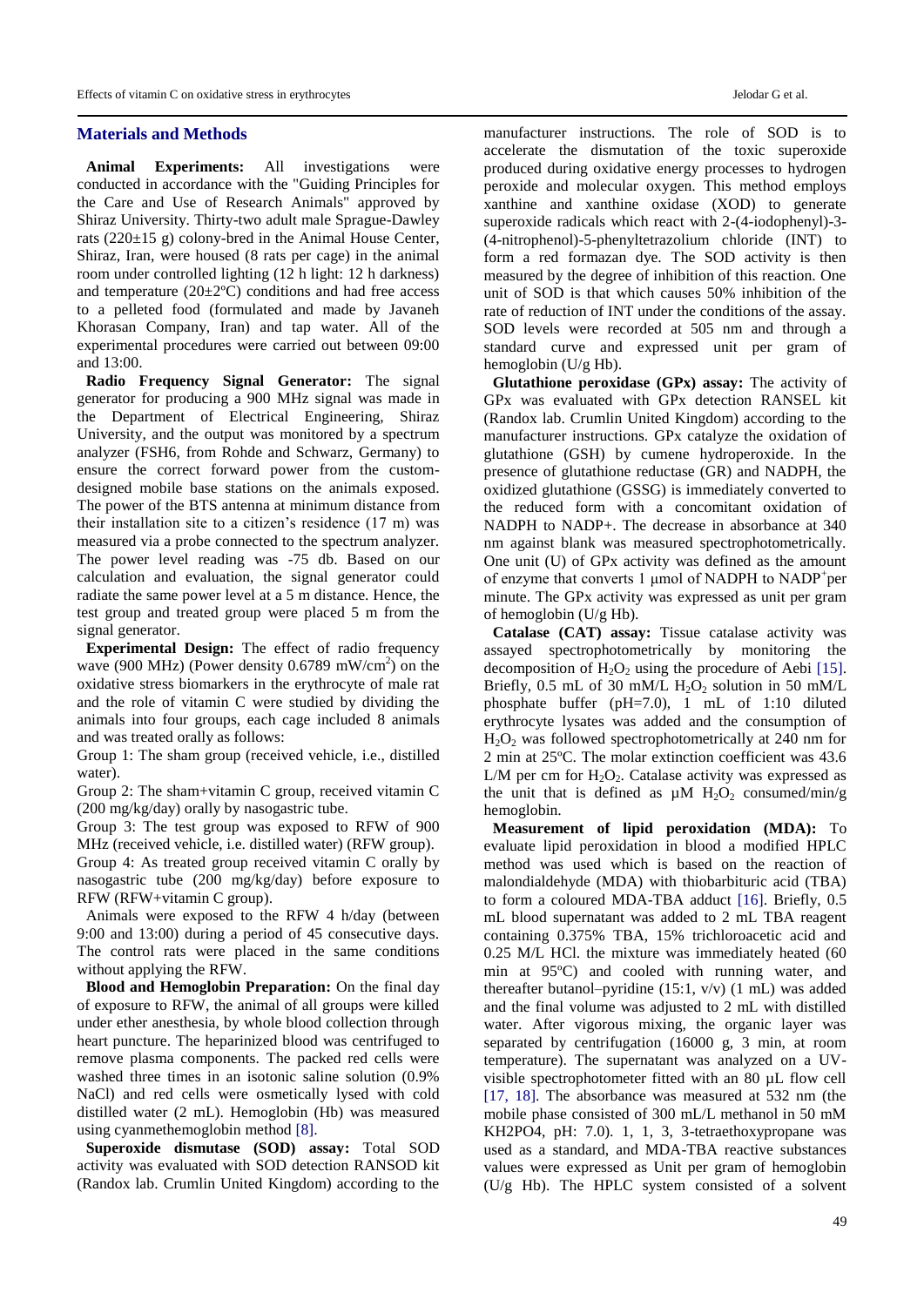## Materials and Methods

**Animal Experiments:** All investigations were conducted in accordance with the "Guiding Principles for the Care and Use of Research Animals" approved by Shiraz University. Thirty-two adult male Sprague-Dawley rats (220±15 g) colony-bred in the Animal House Center, Shiraz, Iran, were housed (8 rats per cage) in the animal room under controlled lighting (12 h light: 12 h darkness) and temperature (20±2ºC) conditions and had free access to a pelleted food (formulated and made by Javaneh Khorasan Company, Iran) and tap water. All of the experimental procedures were carried out between 09:00 and 13:00.

**Radio Frequency Signal Generator:** The signal generator for producing a 900 MHz signal was made in the Department of Electrical Engineering, Shiraz University, and the output was monitored by a spectrum analyzer (FSH6, from Rohde and Schwarz, Germany) to ensure the correct forward power from the custom-designed mobile base stations on the animals exposed. The power of the BTS antenna at minimum distance from their installation site to a citizen's residence (17 m) was measured via a probe connected to the spectrum analyzer. The power level reading was -75 db. Based on our calculation and evaluation, the signal generator could radiate the same power level at a 5 m distance. Hence, the test group and treated group were placed 5 m from the signal generator.

**Experimental Design:** The effect of radio frequency wave (900 MHz) (Power density 0.6789 mW/cm$^2$) on the oxidative stress biomarkers in the erythrocyte of male rat and the role of vitamin C were studied by dividing the animals into four groups, each cage included 8 animals and was treated orally as follows:

Group 1: The sham group (received vehicle, i.e., distilled water).

Group 2: The sham+vitamin C group, received vitamin C (200 mg/kg/day) orally by nasogastric tube.

Group 3: The test group was exposed to RFW of 900 MHz (received vehicle, i.e. distilled water) (RFW group).

Group 4: As treated group received vitamin C orally by nasogastric tube (200 mg/kg/day) before exposure to RFW (RFW+vitamin C group).

Animals were exposed to the RFW 4 h/day (between 9:00 and 13:00) during a period of 45 consecutive days. The control rats were placed in the same conditions without applying the RFW.

**Blood and Hemoglobin Preparation:** On the final day of exposure to RFW, the animal of all groups were killed under ether anesthesia, by whole blood collection through heart puncture. The heparinized blood was centrifuged to remove plasma components. The packed red cells were washed three times in an isotonic saline solution (0.9% NaCl) and red cells were osmetically lysed with cold distilled water (2 mL). Hemoglobin (Hb) was measured using cyanmethemoglobin method [8].

**Superoxide dismutase (SOD) assay:** Total SOD activity was evaluated with SOD detection RANSOD kit (Randox lab. Crumlin United Kingdom) according to the manufacturer instructions. The role of SOD is to accelerate the dismutation of the toxic superoxide produced during oxidative energy processes to hydrogen peroxide and molecular oxygen. This method employs xanthine and xanthine oxidase (XOD) to generate superoxide radicals which react with 2-(4-iodophenyl)-3-(4-nitrophenol)-5-phenyltetrazolium chloride (INT) to form a red formazan dye. The SOD activity is then measured by the degree of inhibition of this reaction. One unit of SOD is that which causes 50% inhibition of the rate of reduction of INT under the conditions of the assay. SOD levels were recorded at 505 nm and through a standard curve and expressed unit per gram of hemoglobin (U/g Hb).

**Glutathione peroxidase (GPx) assay:** The activity of GPx was evaluated with GPx detection RANSEL kit (Randox lab. Crumlin United Kingdom) according to the manufacturer instructions. GPx catalyze the oxidation of glutathione (GSH) by cumene hydroperoxide. In the presence of glutathione reductase (GR) and NADPH, the oxidized glutathione (GSSG) is immediately converted to the reduced form with a concomitant oxidation of NADPH to NADP+. The decrease in absorbance at 340 nm against blank was measured spectrophotometrically. One unit (U) of GPx activity was defined as the amount of enzyme that converts 1 μmol of NADPH to NADP$^+$per minute. The GPx activity was expressed as unit per gram of hemoglobin (U/g Hb).

**Catalase (CAT) assay:** Tissue catalase activity was assayed spectrophotometrically by monitoring the decomposition of $H_2O_2$ using the procedure of Aebi [15]. Briefly, 0.5 mL of 30 mM/L $H_2O_2$ solution in 50 mM/L phosphate buffer (pH=7.0), 1 mL of 1:10 diluted erythrocyte lysates was added and the consumption of $H_2O_2$ was followed spectrophotometrically at 240 nm for 2 min at 25ºC. The molar extinction coefficient was 43.6 L/M per cm for $H_2O_2$. Catalase activity was expressed as the unit that is defined as µM $H_2O_2$ consumed/min/g hemoglobin.

**Measurement of lipid peroxidation (MDA):** To evaluate lipid peroxidation in blood a modified HPLC method was used which is based on the reaction of malondialdehyde (MDA) with thiobarbituric acid (TBA) to form a coloured MDA-TBA adduct [16]. Briefly, 0.5 mL blood supernatant was added to 2 mL TBA reagent containing 0.375% TBA, 15% trichloroacetic acid and 0.25 M/L HCl. the mixture was immediately heated (60 min at 95ºC) and cooled with running water, and thereafter butanol–pyridine (15:1, v/v) (1 mL) was added and the final volume was adjusted to 2 mL with distilled water. After vigorous mixing, the organic layer was separated by centrifugation (16000 g, 3 min, at room temperature). The supernatant was analyzed on a UV-visible spectrophotometer fitted with an 80 µL flow cell [17, 18]. The absorbance was measured at 532 nm (the mobile phase consisted of 300 mL/L methanol in 50 mM KH2PO4, pH: 7.0). 1, 1, 3, 3-tetraethoxypropane was used as a standard, and MDA-TBA reactive substances values were expressed as Unit per gram of hemoglobin (U/g Hb). The HPLC system consisted of a solvent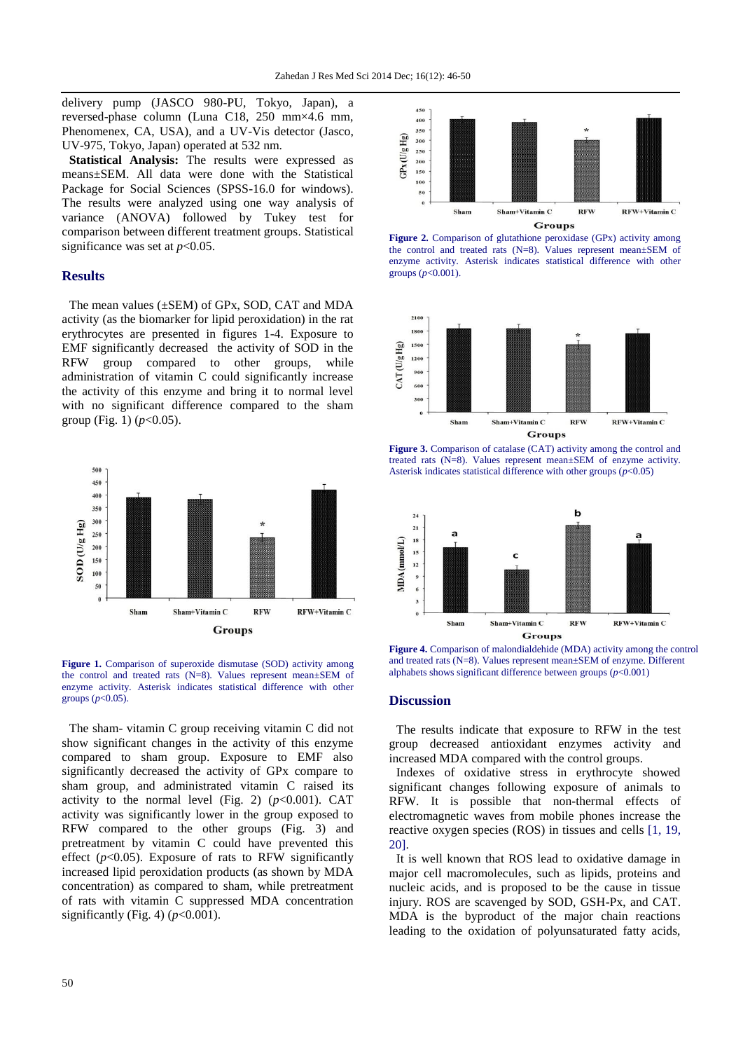delivery pump (JASCO 980-PU, Tokyo, Japan), a reversed-phase column (Luna C18, 250 mm×4.6 mm, Phenomenex, CA, USA), and a UV-Vis detector (Jasco, UV-975, Tokyo, Japan) operated at 532 nm.

**Statistical Analysis:** The results were expressed as means±SEM. All data were done with the Statistical Package for Social Sciences (SPSS-16.0 for windows). The results were analyzed using one way analysis of variance (ANOVA) followed by Tukey test for comparison between different treatment groups. Statistical significance was set at $p<0.05$.

## Results

The mean values (±SEM) of GPx, SOD, CAT and MDA activity (as the biomarker for lipid peroxidation) in the rat erythrocytes are presented in figures 1-4. Exposure to EMF significantly decreased the activity of SOD in the RFW group compared to other groups, while administration of vitamin C could significantly increase the activity of this enzyme and bring it to normal level with no significant difference compared to the sham group (Fig. 1) ($p<0.05$).

**Figure 1.** Comparison of superoxide dismutase (SOD) activity among the control and treated rats (N=8). Values represent mean±SEM of enzyme activity. Asterisk indicates statistical difference with other groups ($p<0.05$).

The sham- vitamin C group receiving vitamin C did not show significant changes in the activity of this enzyme compared to sham group. Exposure to EMF also significantly decreased the activity of GPx compare to sham group, and administrated vitamin C raised its activity to the normal level (Fig. 2) ($p<0.001$). CAT activity was significantly lower in the group exposed to RFW compared to the other groups (Fig. 3) and pretreatment by vitamin C could have prevented this effect ($p<0.05$). Exposure of rats to RFW significantly increased lipid peroxidation products (as shown by MDA concentration) as compared to sham, while pretreatment of rats with vitamin C suppressed MDA concentration significantly (Fig. 4) ($p<0.001$).

**Figure 2.** Comparison of glutathione peroxidase (GPx) activity among the control and treated rats (N=8). Values represent mean±SEM of enzyme activity. Asterisk indicates statistical difference with other groups ($p<0.001$).

**Figure 3.** Comparison of catalase (CAT) activity among the control and treated rats (N=8). Values represent mean±SEM of enzyme activity. Asterisk indicates statistical difference with other groups ($p<0.05$)

**Figure 4.** Comparison of malondialdehide (MDA) activity among the control and treated rats (N=8). Values represent mean±SEM of enzyme. Different alphabets shows significant difference between groups ($p<0.001$)

## Discussion

The results indicate that exposure to RFW in the test group decreased antioxidant enzymes activity and increased MDA compared with the control groups.

Indexes of oxidative stress in erythrocyte showed significant changes following exposure of animals to RFW. It is possible that non-thermal effects of electromagnetic waves from mobile phones increase the reactive oxygen species (ROS) in tissues and cells [1, 19, 20].

It is well known that ROS lead to oxidative damage in major cell macromolecules, such as lipids, proteins and nucleic acids, and is proposed to be the cause in tissue injury. ROS are scavenged by SOD, GSH-Px, and CAT. MDA is the byproduct of the major chain reactions leading to the oxidation of polyunsaturated fatty acids,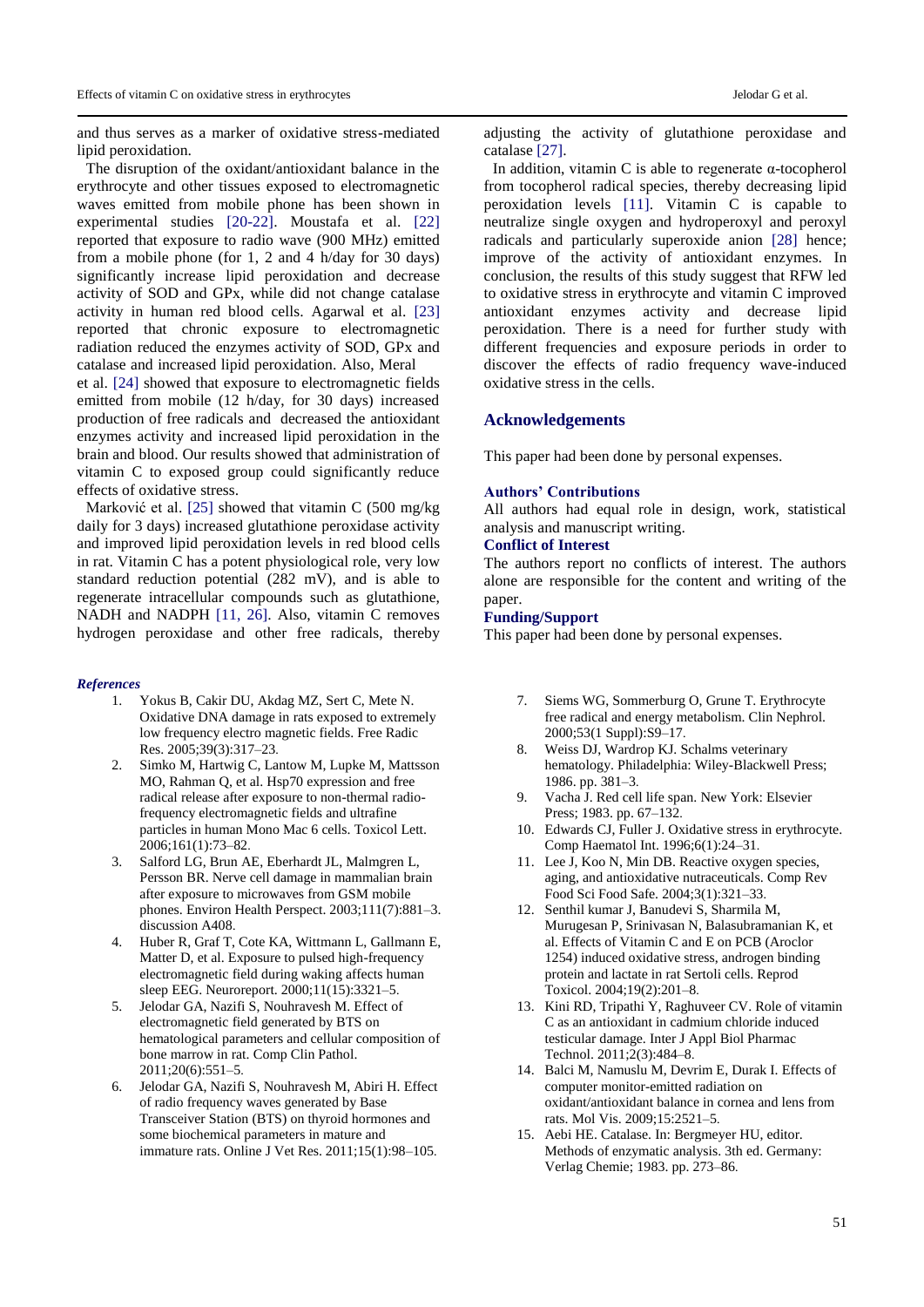and thus serves as a marker of oxidative stress-mediated lipid peroxidation.

The disruption of the oxidant/antioxidant balance in the erythrocyte and other tissues exposed to electromagnetic waves emitted from mobile phone has been shown in experimental studies [20-22]. Moustafa et al. [22] reported that exposure to radio wave (900 MHz) emitted from a mobile phone (for 1, 2 and 4 h/day for 30 days) significantly increase lipid peroxidation and decrease activity of SOD and GPx, while did not change catalase activity in human red blood cells. Agarwal et al. [23] reported that chronic exposure to electromagnetic radiation reduced the enzymes activity of SOD, GPx and catalase and increased lipid peroxidation. Also, Meral et al. [24] showed that exposure to electromagnetic fields emitted from mobile (12 h/day, for 30 days) increased production of free radicals and decreased the antioxidant enzymes activity and increased lipid peroxidation in the brain and blood. Our results showed that administration of vitamin C to exposed group could significantly reduce effects of oxidative stress.

Marković et al. [25] showed that vitamin C (500 mg/kg daily for 3 days) increased glutathione peroxidase activity and improved lipid peroxidation levels in red blood cells in rat. Vitamin C has a potent physiological role, very low standard reduction potential (282 mV), and is able to regenerate intracellular compounds such as glutathione, NADH and NADPH [11, 26]. Also, vitamin C removes hydrogen peroxidase and other free radicals, thereby adjusting the activity of glutathione peroxidase and catalase [27].

In addition, vitamin C is able to regenerate α-tocopherol from tocopherol radical species, thereby decreasing lipid peroxidation levels [11]. Vitamin C is capable to neutralize single oxygen and hydroperoxyl and peroxyl radicals and particularly superoxide anion [28] hence; improve of the activity of antioxidant enzymes. In conclusion, the results of this study suggest that RFW led to oxidative stress in erythrocyte and vitamin C improved antioxidant enzymes activity and decrease lipid peroxidation. There is a need for further study with different frequencies and exposure periods in order to discover the effects of radio frequency wave-induced oxidative stress in the cells.

## Acknowledgements

This paper had been done by personal expenses.

### Authors' Contributions

All authors had equal role in design, work, statistical analysis and manuscript writing.

### Conflict of Interest

The authors report no conflicts of interest. The authors alone are responsible for the content and writing of the paper.

### Funding/Support

This paper had been done by personal expenses.

### *References*

1. Yokus B, Cakir DU, Akdag MZ, Sert C, Mete N. Oxidative DNA damage in rats exposed to extremely low frequency electro magnetic fields. Free Radic Res. 2005;39(3):317–23.
2. Simko M, Hartwig C, Lantow M, Lupke M, Mattsson MO, Rahman Q, et al. Hsp70 expression and free radical release after exposure to non-thermal radio-frequency electromagnetic fields and ultrafine particles in human Mono Mac 6 cells. Toxicol Lett. 2006;161(1):73–82.
3. Salford LG, Brun AE, Eberhardt JL, Malmgren L, Persson BR. Nerve cell damage in mammalian brain after exposure to microwaves from GSM mobile phones. Environ Health Perspect. 2003;111(7):881–3. discussion A408.
4. Huber R, Graf T, Cote KA, Wittmann L, Gallmann E, Matter D, et al. Exposure to pulsed high-frequency electromagnetic field during waking affects human sleep EEG. Neuroreport. 2000;11(15):3321–5.
5. Jelodar GA, Nazifi S, Nouhravesh M. Effect of electromagnetic field generated by BTS on hematological parameters and cellular composition of bone marrow in rat. Comp Clin Pathol. 2011;20(6):551–5.
6. Jelodar GA, Nazifi S, Nouhravesh M, Abiri H. Effect of radio frequency waves generated by Base Transceiver Station (BTS) on thyroid hormones and some biochemical parameters in mature and immature rats. Online J Vet Res. 2011;15(1):98–105.
7. Siems WG, Sommerburg O, Grune T. Erythrocyte free radical and energy metabolism. Clin Nephrol. 2000;53(1 Suppl):S9–17.
8. Weiss DJ, Wardrop KJ. Schalms veterinary hematology. Philadelphia: Wiley-Blackwell Press; 1986. pp. 381–3.
9. Vacha J. Red cell life span. New York: Elsevier Press; 1983. pp. 67–132.
10. Edwards CJ, Fuller J. Oxidative stress in erythrocyte. Comp Haematol Int. 1996;6(1):24–31.
11. Lee J, Koo N, Min DB. Reactive oxygen species, aging, and antioxidative nutraceuticals. Comp Rev Food Sci Food Safe. 2004;3(1):321–33.
12. Senthil kumar J, Banudevi S, Sharmila M, Murugesan P, Srinivasan N, Balasubramanian K, et al. Effects of Vitamin C and E on PCB (Aroclor 1254) induced oxidative stress, androgen binding protein and lactate in rat Sertoli cells. Reprod Toxicol. 2004;19(2):201–8.
13. Kini RD, Tripathi Y, Raghuveer CV. Role of vitamin C as an antioxidant in cadmium chloride induced testicular damage. Inter J Appl Biol Pharmac Technol. 2011;2(3):484–8.
14. Balci M, Namuslu M, Devrim E, Durak I. Effects of computer monitor-emitted radiation on oxidant/antioxidant balance in cornea and lens from rats. Mol Vis. 2009;15:2521–5.
15. Aebi HE. Catalase. In: Bergmeyer HU, editor. Methods of enzymatic analysis. 3th ed. Germany: Verlag Chemie; 1983. pp. 273–86.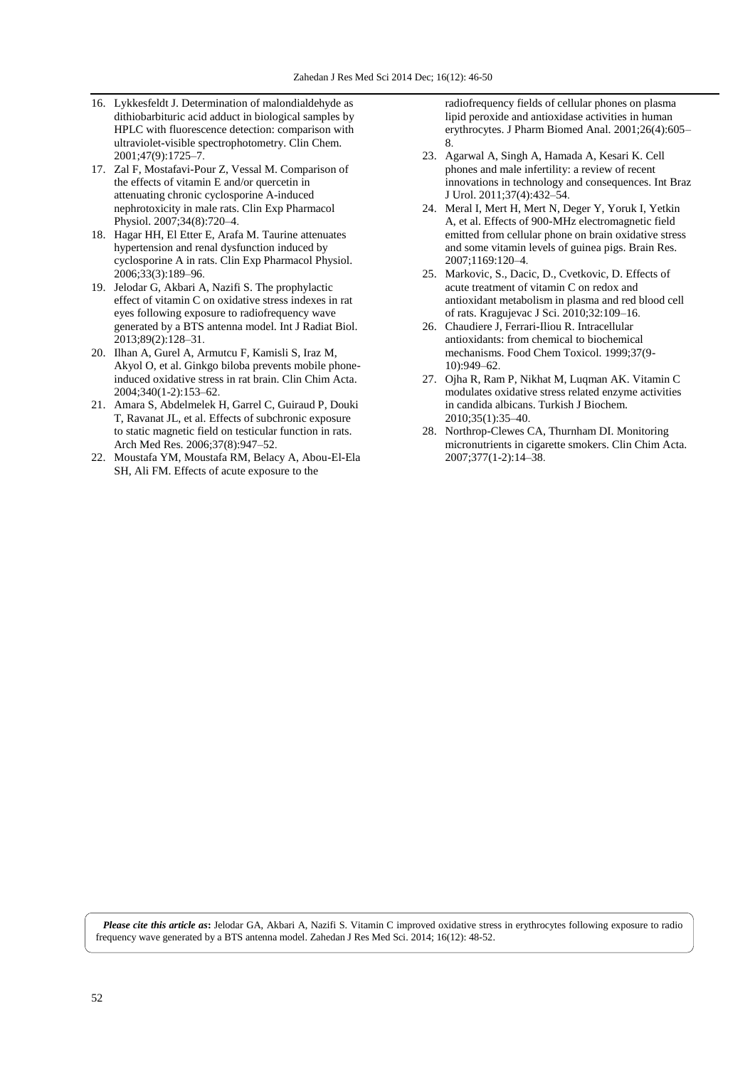16. Lykkesfeldt J. Determination of malondialdehyde as dithiobarbituric acid adduct in biological samples by HPLC with fluorescence detection: comparison with ultraviolet-visible spectrophotometry. Clin Chem. 2001;47(9):1725–7.
17. Zal F, Mostafavi-Pour Z, Vessal M. Comparison of the effects of vitamin E and/or quercetin in attenuating chronic cyclosporine A-induced nephrotoxicity in male rats. Clin Exp Pharmacol Physiol. 2007;34(8):720–4.
18. Hagar HH, El Etter E, Arafa M. Taurine attenuates hypertension and renal dysfunction induced by cyclosporine A in rats. Clin Exp Pharmacol Physiol. 2006;33(3):189–96.
19. Jelodar G, Akbari A, Nazifi S. The prophylactic effect of vitamin C on oxidative stress indexes in rat eyes following exposure to radiofrequency wave generated by a BTS antenna model. Int J Radiat Biol. 2013;89(2):128–31.
20. Ilhan A, Gurel A, Armutcu F, Kamisli S, Iraz M, Akyol O, et al. Ginkgo biloba prevents mobile phone-induced oxidative stress in rat brain. Clin Chim Acta. 2004;340(1-2):153–62.
21. Amara S, Abdelmelek H, Garrel C, Guiraud P, Douki T, Ravanat JL, et al. Effects of subchronic exposure to static magnetic field on testicular function in rats. Arch Med Res. 2006;37(8):947–52.
22. Moustafa YM, Moustafa RM, Belacy A, Abou-El-Ela SH, Ali FM. Effects of acute exposure to the radiofrequency fields of cellular phones on plasma lipid peroxide and antioxidase activities in human erythrocytes. J Pharm Biomed Anal. 2001;26(4):605–8.
23. Agarwal A, Singh A, Hamada A, Kesari K. Cell phones and male infertility: a review of recent innovations in technology and consequences. Int Braz J Urol. 2011;37(4):432–54.
24. Meral I, Mert H, Mert N, Deger Y, Yoruk I, Yetkin A, et al. Effects of 900-MHz electromagnetic field emitted from cellular phone on brain oxidative stress and some vitamin levels of guinea pigs. Brain Res. 2007;1169:120–4.
25. Markovic, S., Dacic, D., Cvetkovic, D. Effects of acute treatment of vitamin C on redox and antioxidant metabolism in plasma and red blood cell of rats. Kragujevac J Sci. 2010;32:109–16.
26. Chaudiere J, Ferrari-Iliou R. Intracellular antioxidants: from chemical to biochemical mechanisms. Food Chem Toxicol. 1999;37(9-10):949–62.
27. Ojha R, Ram P, Nikhat M, Luqman AK. Vitamin C modulates oxidative stress related enzyme activities in candida albicans. Turkish J Biochem. 2010;35(1):35–40.
28. Northrop-Clewes CA, Thurnham DI. Monitoring micronutrients in cigarette smokers. Clin Chim Acta. 2007;377(1-2):14–38.

***Please cite this article as*:** Jelodar GA, Akbari A, Nazifi S. Vitamin C improved oxidative stress in erythrocytes following exposure to radio frequency wave generated by a BTS antenna model. Zahedan J Res Med Sci. 2014; 16(12): 48-52.